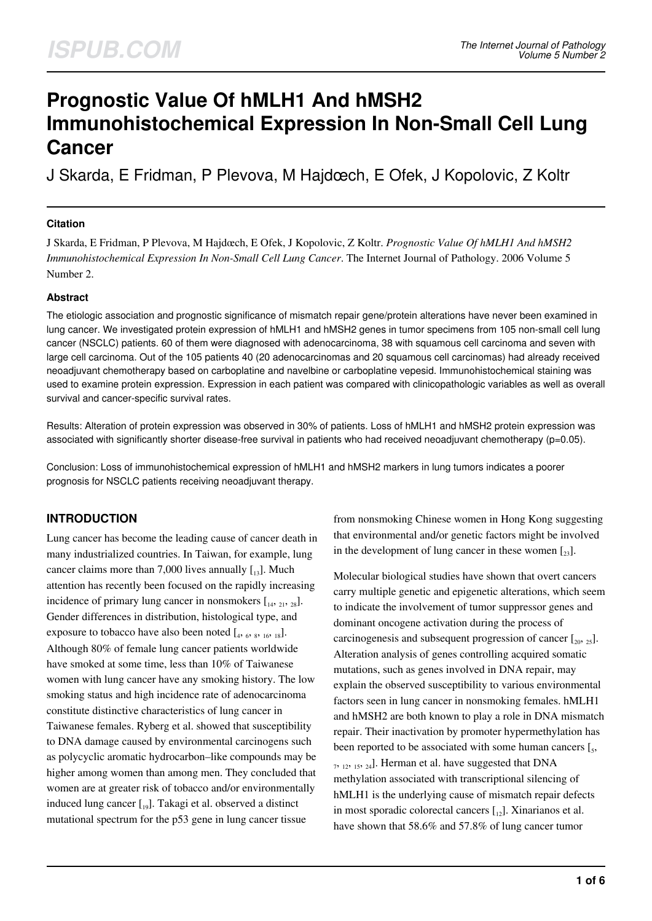# Prognostic Value Of hMLH1 And hMSH2 Immunohistochemical Expression In Non-Small Cell Lung Cancer

J Skarda, E Fridman, P Plevova, M Hajdœch, E Ofek, J Kopolovic, Z Koltr

### Citation

J Skarda, E Fridman, P Plevova, M Hajdœch, E Ofek, J Kopolovic, Z Koltr. *Prognostic Value Of hMLH1 And hMSH2 Immunohistochemical Expression In Non-Small Cell Lung Cancer*. The Internet Journal of Pathology. 2006 Volume 5 Number 2.

### Abstract

The etiologic association and prognostic significance of mismatch repair gene/protein alterations have never been examined in lung cancer. We investigated protein expression of hMLH1 and hMSH2 genes in tumor specimens from 105 non-small cell lung cancer (NSCLC) patients. 60 of them were diagnosed with adenocarcinoma, 38 with squamous cell carcinoma and seven with large cell carcinoma. Out of the 105 patients 40 (20 adenocarcinomas and 20 squamous cell carcinomas) had already received neoadjuvant chemotherapy based on carboplatine and navelbine or carboplatine vepesid. Immunohistochemical staining was used to examine protein expression. Expression in each patient was compared with clinicopathologic variables as well as overall survival and cancer-specific survival rates.

Results: Alteration of protein expression was observed in 30% of patients. Loss of hMLH1 and hMSH2 protein expression was associated with significantly shorter disease-free survival in patients who had received neoadjuvant chemotherapy (p=0.05).

Conclusion: Loss of immunohistochemical expression of hMLH1 and hMSH2 markers in lung tumors indicates a poorer prognosis for NSCLC patients receiving neoadjuvant therapy.

## INTRODUCTION

Lung cancer has become the leading cause of cancer death in many industrialized countries. In Taiwan, for example, lung cancer claims more than 7,000 lives annually [13]. Much attention has recently been focused on the rapidly increasing incidence of primary lung cancer in nonsmokers [14, 21, 28]. Gender differences in distribution, histological type, and exposure to tobacco have also been noted [4, 6, 8, 16, 18]. Although 80% of female lung cancer patients worldwide have smoked at some time, less than 10% of Taiwanese women with lung cancer have any smoking history. The low smoking status and high incidence rate of adenocarcinoma constitute distinctive characteristics of lung cancer in Taiwanese females. Ryberg et al. showed that susceptibility to DNA damage caused by environmental carcinogens such as polycyclic aromatic hydrocarbon–like compounds may be higher among women than among men. They concluded that women are at greater risk of tobacco and/or environmentally induced lung cancer [19]. Takagi et al. observed a distinct mutational spectrum for the p53 gene in lung cancer tissue from nonsmoking Chinese women in Hong Kong suggesting that environmental and/or genetic factors might be involved in the development of lung cancer in these women [23].

Molecular biological studies have shown that overt cancers carry multiple genetic and epigenetic alterations, which seem to indicate the involvement of tumor suppressor genes and dominant oncogene activation during the process of carcinogenesis and subsequent progression of cancer [20, 25]. Alteration analysis of genes controlling acquired somatic mutations, such as genes involved in DNA repair, may explain the observed susceptibility to various environmental factors seen in lung cancer in nonsmoking females. hMLH1 and hMSH2 are both known to play a role in DNA mismatch repair. Their inactivation by promoter hypermethylation has been reported to be associated with some human cancers [5, 7, 12, 15, 24]. Herman et al. have suggested that DNA methylation associated with transcriptional silencing of hMLH1 is the underlying cause of mismatch repair defects in most sporadic colorectal cancers [12]. Xinarianos et al. have shown that 58.6% and 57.8% of lung cancer tumor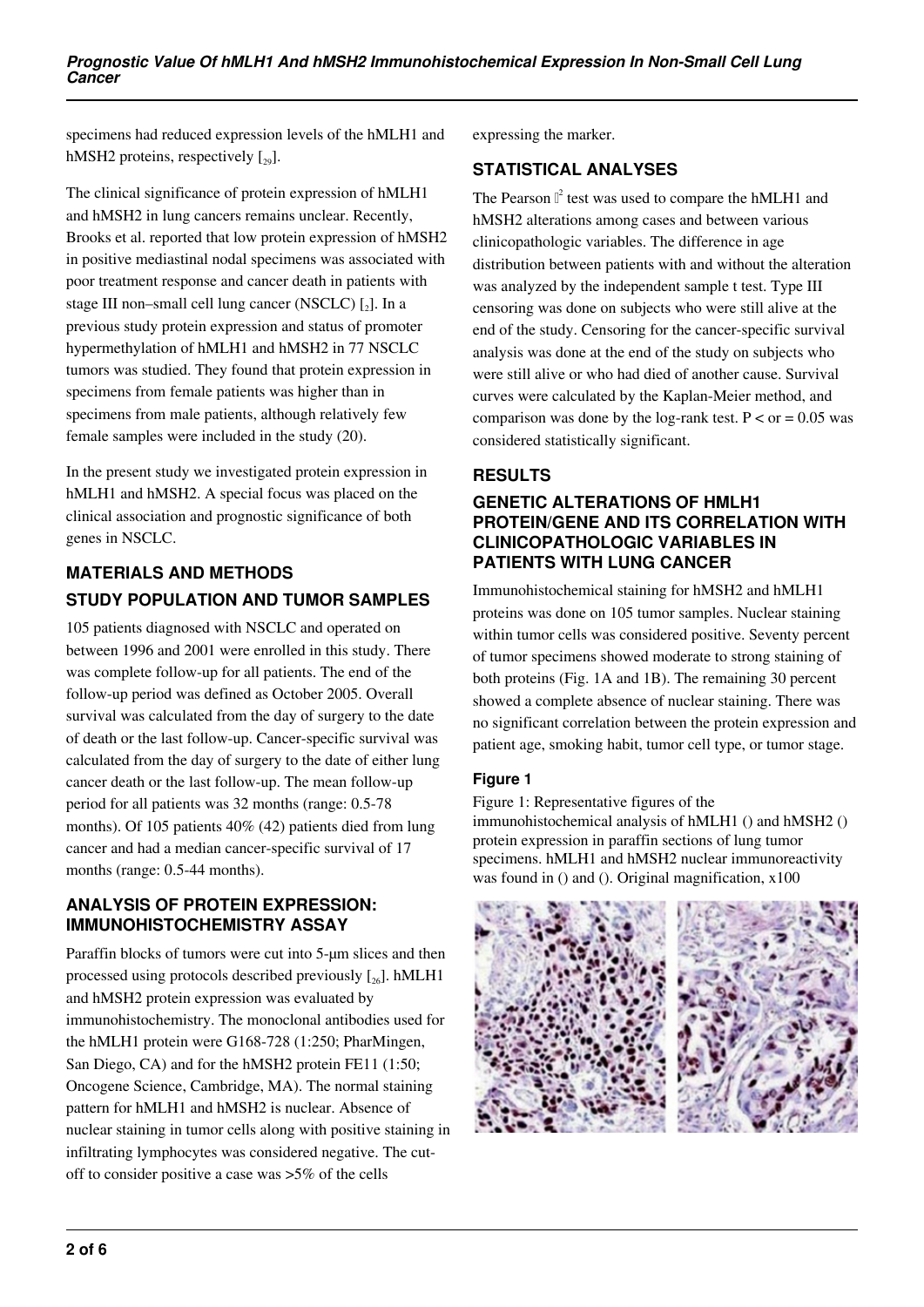specimens had reduced expression levels of the hMLH1 and hMSH2 proteins, respectively [29].

The clinical significance of protein expression of hMLH1 and hMSH2 in lung cancers remains unclear. Recently, Brooks et al. reported that low protein expression of hMSH2 in positive mediastinal nodal specimens was associated with poor treatment response and cancer death in patients with stage III non–small cell lung cancer (NSCLC) [2]. In a previous study protein expression and status of promoter hypermethylation of hMLH1 and hMSH2 in 77 NSCLC tumors was studied. They found that protein expression in specimens from female patients was higher than in specimens from male patients, although relatively few female samples were included in the study (20).

In the present study we investigated protein expression in hMLH1 and hMSH2. A special focus was placed on the clinical association and prognostic significance of both genes in NSCLC.

## MATERIALS AND METHODS

### STUDY POPULATION AND TUMOR SAMPLES

105 patients diagnosed with NSCLC and operated on between 1996 and 2001 were enrolled in this study. There was complete follow-up for all patients. The end of the follow-up period was defined as October 2005. Overall survival was calculated from the day of surgery to the date of death or the last follow-up. Cancer-specific survival was calculated from the day of surgery to the date of either lung cancer death or the last follow-up. The mean follow-up period for all patients was 32 months (range: 0.5-78 months). Of 105 patients 40% (42) patients died from lung cancer and had a median cancer-specific survival of 17 months (range: 0.5-44 months).

### ANALYSIS OF PROTEIN EXPRESSION: IMMUNOHISTOCHEMISTRY ASSAY

Paraffin blocks of tumors were cut into 5-µm slices and then processed using protocols described previously [26]. hMLH1 and hMSH2 protein expression was evaluated by immunohistochemistry. The monoclonal antibodies used for the hMLH1 protein were G168-728 (1:250; PharMingen, San Diego, CA) and for the hMSH2 protein FE11 (1:50; Oncogene Science, Cambridge, MA). The normal staining pattern for hMLH1 and hMSH2 is nuclear. Absence of nuclear staining in tumor cells along with positive staining in infiltrating lymphocytes was considered negative. The cut-off to consider positive a case was >5% of the cells expressing the marker.

### STATISTICAL ANALYSES

The Pearson $\chi^2$ test was used to compare the hMLH1 and hMSH2 alterations among cases and between various clinicopathologic variables. The difference in age distribution between patients with and without the alteration was analyzed by the independent sample t test. Type III censoring was done on subjects who were still alive at the end of the study. Censoring for the cancer-specific survival analysis was done at the end of the study on subjects who were still alive or who had died of another cause. Survival curves were calculated by the Kaplan-Meier method, and comparison was done by the log-rank test. $P <$ or $= 0.05$ was considered statistically significant.

## RESULTS

### GENETIC ALTERATIONS OF HMLH1 PROTEIN/GENE AND ITS CORRELATION WITH CLINICOPATHOLOGIC VARIABLES IN PATIENTS WITH LUNG CANCER

Immunohistochemical staining for hMSH2 and hMLH1 proteins was done on 105 tumor samples. Nuclear staining within tumor cells was considered positive. Seventy percent of tumor specimens showed moderate to strong staining of both proteins (Fig. 1A and 1B). The remaining 30 percent showed a complete absence of nuclear staining. There was no significant correlation between the protein expression and patient age, smoking habit, tumor cell type, or tumor stage.

#### Figure 1

Figure 1: Representative figures of the immunohistochemical analysis of hMLH1 () and hMSH2 () protein expression in paraffin sections of lung tumor specimens. hMLH1 and hMSH2 nuclear immunoreactivity was found in () and (). Original magnification, x100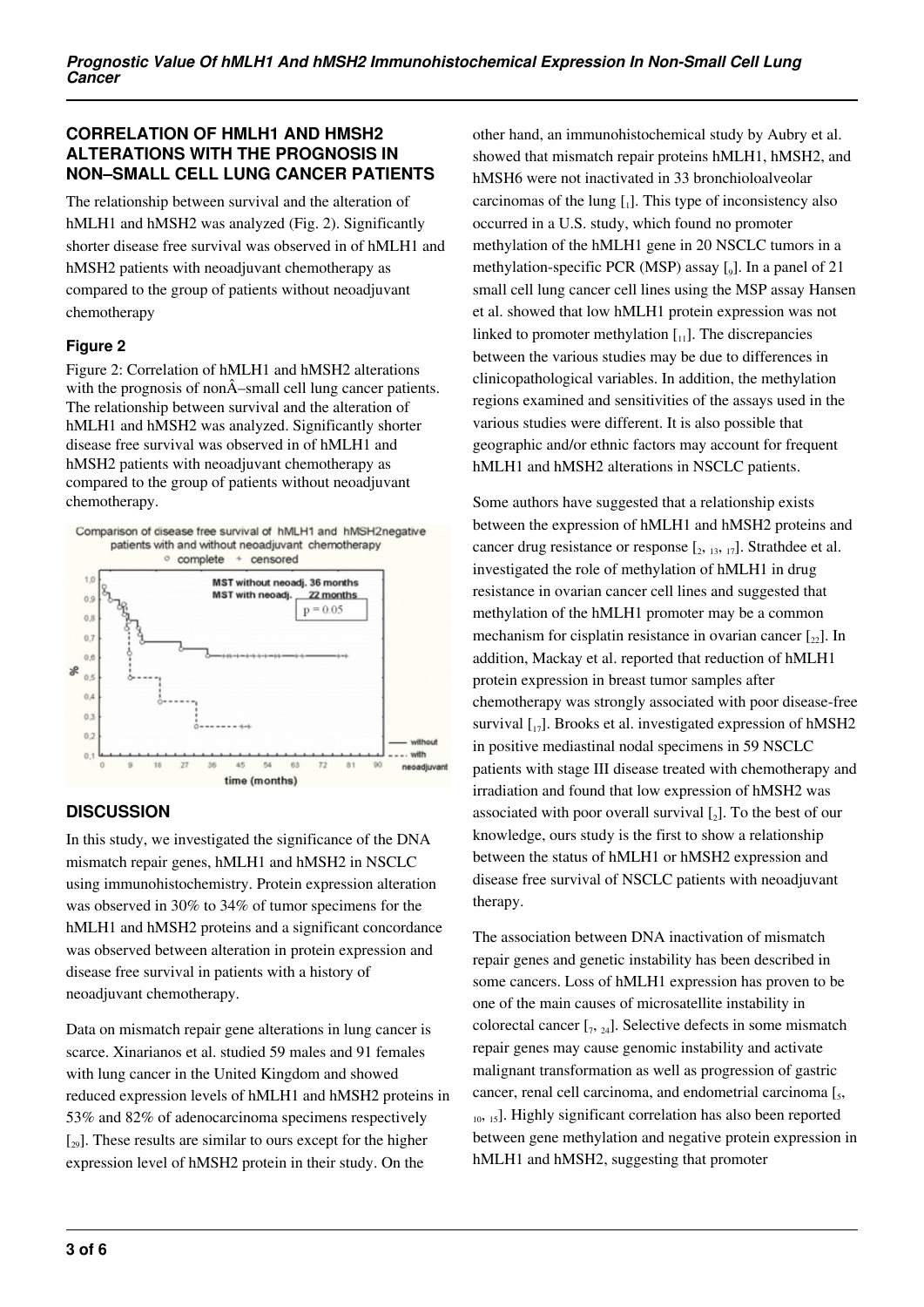## CORRELATION OF HMLH1 AND HMSH2 ALTERATIONS WITH THE PROGNOSIS IN NON–SMALL CELL LUNG CANCER PATIENTS

The relationship between survival and the alteration of hMLH1 and hMSH2 was analyzed (Fig. 2). Significantly shorter disease free survival was observed in of hMLH1 and hMSH2 patients with neoadjuvant chemotherapy as compared to the group of patients without neoadjuvant chemotherapy

### Figure 2

Figure 2: Correlation of hMLH1 and hMSH2 alterations with the prognosis of nonÂ–small cell lung cancer patients. The relationship between survival and the alteration of hMLH1 and hMSH2 was analyzed. Significantly shorter disease free survival was observed in of hMLH1 and hMSH2 patients with neoadjuvant chemotherapy as compared to the group of patients without neoadjuvant chemotherapy.

## DISCUSSION

In this study, we investigated the significance of the DNA mismatch repair genes, hMLH1 and hMSH2 in NSCLC using immunohistochemistry. Protein expression alteration was observed in 30% to 34% of tumor specimens for the hMLH1 and hMSH2 proteins and a significant concordance was observed between alteration in protein expression and disease free survival in patients with a history of neoadjuvant chemotherapy.

Data on mismatch repair gene alterations in lung cancer is scarce. Xinarianos et al. studied 59 males and 91 females with lung cancer in the United Kingdom and showed reduced expression levels of hMLH1 and hMSH2 proteins in 53% and 82% of adenocarcinoma specimens respectively [29]. These results are similar to ours except for the higher expression level of hMSH2 protein in their study. On the other hand, an immunohistochemical study by Aubry et al. showed that mismatch repair proteins hMLH1, hMSH2, and hMSH6 were not inactivated in 33 bronchioloalveolar carcinomas of the lung [1]. This type of inconsistency also occurred in a U.S. study, which found no promoter methylation of the hMLH1 gene in 20 NSCLC tumors in a methylation-specific PCR (MSP) assay [9]. In a panel of 21 small cell lung cancer cell lines using the MSP assay Hansen et al. showed that low hMLH1 protein expression was not linked to promoter methylation [11]. The discrepancies between the various studies may be due to differences in clinicopathological variables. In addition, the methylation regions examined and sensitivities of the assays used in the various studies were different. It is also possible that geographic and/or ethnic factors may account for frequent hMLH1 and hMSH2 alterations in NSCLC patients.

Some authors have suggested that a relationship exists between the expression of hMLH1 and hMSH2 proteins and cancer drug resistance or response [2, 13, 17]. Strathdee et al. investigated the role of methylation of hMLH1 in drug resistance in ovarian cancer cell lines and suggested that methylation of the hMLH1 promoter may be a common mechanism for cisplatin resistance in ovarian cancer [22]. In addition, Mackay et al. reported that reduction of hMLH1 protein expression in breast tumor samples after chemotherapy was strongly associated with poor disease-free survival [17]. Brooks et al. investigated expression of hMSH2 in positive mediastinal nodal specimens in 59 NSCLC patients with stage III disease treated with chemotherapy and irradiation and found that low expression of hMSH2 was associated with poor overall survival [2]. To the best of our knowledge, ours study is the first to show a relationship between the status of hMLH1 or hMSH2 expression and disease free survival of NSCLC patients with neoadjuvant therapy.

The association between DNA inactivation of mismatch repair genes and genetic instability has been described in some cancers. Loss of hMLH1 expression has proven to be one of the main causes of microsatellite instability in colorectal cancer [7, 24]. Selective defects in some mismatch repair genes may cause genomic instability and activate malignant transformation as well as progression of gastric cancer, renal cell carcinoma, and endometrial carcinoma [5, 10, 15]. Highly significant correlation has also been reported between gene methylation and negative protein expression in hMLH1 and hMSH2, suggesting that promoter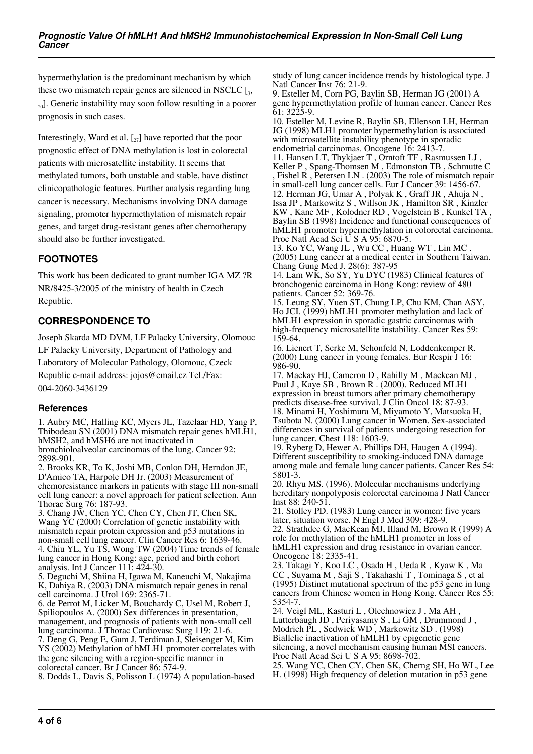hypermethylation is the predominant mechanism by which these two mismatch repair genes are silenced in NSCLC [3, 20]. Genetic instability may soon follow resulting in a poorer prognosis in such cases.

Interestingly, Ward et al. [27] have reported that the poor prognostic effect of DNA methylation is lost in colorectal patients with microsatellite instability. It seems that methylated tumors, both unstable and stable, have distinct clinicopathologic features. Further analysis regarding lung cancer is necessary. Mechanisms involving DNA damage signaling, promoter hypermethylation of mismatch repair genes, and target drug-resistant genes after chemotherapy should also be further investigated.

## FOOTNOTES

This work has been dedicated to grant number IGA MZ ?R NR/8425-3/2005 of the ministry of health in Czech Republic.

## CORRESPONDENCE TO

Joseph Skarda MD DVM, LF Palacky University, Olomouc LF Palacky University, Department of Pathology and Laboratory of Molecular Pathology, Olomouc, Czeck Republic e-mail address: jojos@email.cz Tel./Fax: 004-2060-3436129

### References

1. Aubry MC, Halling KC, Myers JL, Tazelaar HD, Yang P, Thibodeau SN (2001) DNA mismatch repair genes hMLH1, hMSH2, and hMSH6 are not inactivated in bronchioloalveolar carcinomas of the lung. Cancer 92: 2898-901.
2. Brooks KR, To K, Joshi MB, Conlon DH, Herndon JE, D'Amico TA, Harpole DH Jr. (2003) Measurement of chemoresistance markers in patients with stage III non-small cell lung cancer: a novel approach for patient selection. Ann Thorac Surg 76: 187-93.
3. Chang JW, Chen YC, Chen CY, Chen JT, Chen SK, Wang YC (2000) Correlation of genetic instability with mismatch repair protein expression and p53 mutations in non-small cell lung cancer. Clin Cancer Res 6: 1639-46.
4. Chiu YL, Yu TS, Wong TW (2004) Time trends of female lung cancer in Hong Kong: age, period and birth cohort analysis. Int J Cancer 111: 424-30.
5. Deguchi M, Shiina H, Igawa M, Kaneuchi M, Nakajima K, Dahiya R. (2003) DNA mismatch repair genes in renal cell carcinoma. J Urol 169: 2365-71.
6. de Perrot M, Licker M, Bouchardy C, Usel M, Robert J, Spiliopoulos A. (2000) Sex differences in presentation, management, and prognosis of patients with non-small cell lung carcinoma. J Thorac Cardiovasc Surg 119: 21-6.
7. Deng G, Peng E, Gum J, Terdiman J, Sleisenger M, Kim YS (2002) Methylation of hMLH1 promoter correlates with the gene silencing with a region-specific manner in colorectal cancer. Br J Cancer 86: 574-9.
8. Dodds L, Davis S, Polisson L (1974) A population-based study of lung cancer incidence trends by histological type. J Natl Cancer Inst 76: 21-9.
9. Esteller M, Corn PG, Baylin SB, Herman JG (2001) A gene hypermethylation profile of human cancer. Cancer Res 61: 3225-9.
10. Esteller M, Levine R, Baylin SB, Ellenson LH, Herman JG (1998) MLH1 promoter hypermethylation is associated with microsatellite instability phenotype in sporadic endometrial carcinomas. Oncogene 16: 2413-7.
11. Hansen LT, Thykjaer T, Orntoft TF, Rasmussen LJ, Keller P, Spang-Thomsen M, Edmonston TB, Schmutte C, Fishel R, Petersen LN. (2003) The role of mismatch repair in small-cell lung cancer cells. Eur J Cancer 39: 1456-67.
12. Herman JG, Umar A, Polyak K, Graff JR, Ahuja N, Issa JP, Markowitz S, Willson JK, Hamilton SR, Kinzler KW, Kane MF, Kolodner RD, Vogelstein B, Kunkel TA, Baylin SB (1998) Incidence and functional consequences of hMLH1 promoter hypermethylation in colorectal carcinoma. Proc Natl Acad Sci U S A 95: 6870-5.
13. Ko YC, Wang JL, Wu CC, Huang WT, Lin MC. (2005) Lung cancer at a medical center in Southern Taiwan. Chang Gung Med J. 28(6): 387-95
14. Lam WK, So SY, Yu DYC (1983) Clinical features of bronchogenic carcinoma in Hong Kong: review of 480 patients. Cancer 52: 369-76.
15. Leung SY, Yuen ST, Chung LP, Chu KM, Chan ASY, Ho JCI. (1999) hMLH1 promoter methylation and lack of hMLH1 expression in sporadic gastric carcinomas with high-frequency microsatellite instability. Cancer Res 59: 159-64.
16. Lienert T, Serke M, Schonfeld N, Loddenkemper R. (2000) Lung cancer in young females. Eur Respir J 16: 986-90.
17. Mackay HJ, Cameron D, Rahilly M, Mackean MJ, Paul J, Kaye SB, Brown R. (2000). Reduced MLH1 expression in breast tumors after primary chemotherapy predicts disease-free survival. J Clin Oncol 18: 87-93.
18. Minami H, Yoshimura M, Miyamoto Y, Matsuoka H, Tsubota N. (2000) Lung cancer in Women. Sex-associated differences in survival of patients undergoing resection for lung cancer. Chest 118: 1603-9.
19. Ryberg D, Hewer A, Phillips DH, Haugen A (1994). Different susceptibility to smoking-induced DNA damage among male and female lung cancer patients. Cancer Res 54: 5801-3.
20. Rhyu MS. (1996). Molecular mechanisms underlying hereditary nonpolyposis colorectal carcinoma J Natl Cancer Inst 88: 240-51.
21. Stolley PD. (1983) Lung cancer in women: five years later, situation worse. N Engl J Med 309: 428-9.
22. Strathdee G, MacKean MJ, Illand M, Brown R (1999) A role for methylation of the hMLH1 promoter in loss of hMLH1 expression and drug resistance in ovarian cancer. Oncogene 18: 2335-41.
23. Takagi Y, Koo LC, Osada H, Ueda R, Kyaw K, Ma CC, Suyama M, Saji S, Takahashi T, Tominaga S, et al (1995) Distinct mutational spectrum of the p53 gene in lung cancers from Chinese women in Hong Kong. Cancer Res 55: 5354-7.
24. Veigl ML, Kasturi L, Olechnowicz J, Ma AH, Lutterbaugh JD, Periyasamy S, Li GM, Drummond J, Modrich PL, Sedwick WD, Markowitz SD. (1998) Biallelic inactivation of hMLH1 by epigenetic gene silencing, a novel mechanism causing human MSI cancers. Proc Natl Acad Sci U S A 95: 8698-702.
25. Wang YC, Chen CY, Chen SK, Cherng SH, Ho WL, Lee H. (1998) High frequency of deletion mutation in p53 gene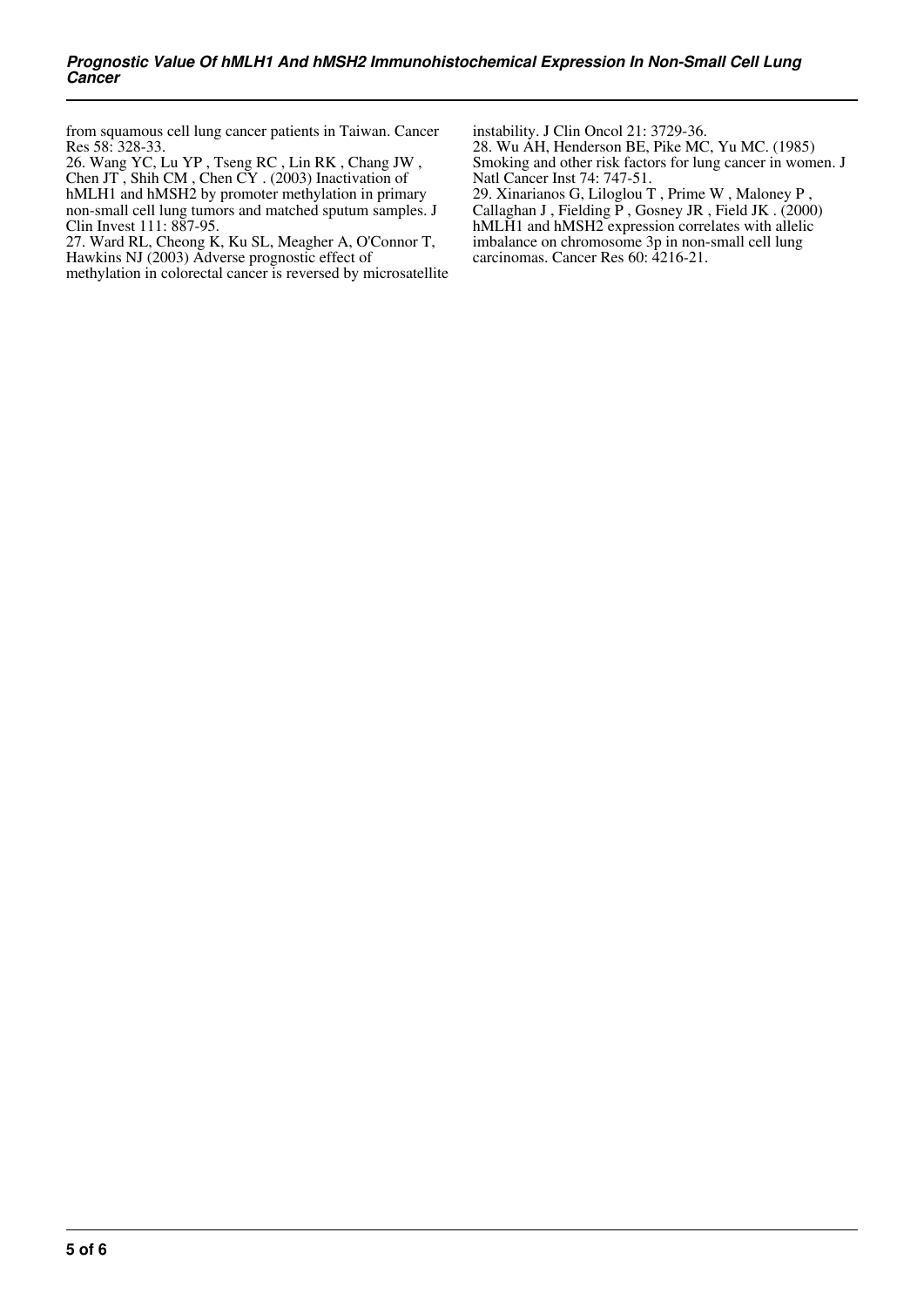from squamous cell lung cancer patients in Taiwan. Cancer Res 58: 328-33.

26. Wang YC, Lu YP , Tseng RC , Lin RK , Chang JW , Chen JT , Shih CM , Chen CY . (2003) Inactivation of hMLH1 and hMSH2 by promoter methylation in primary non-small cell lung tumors and matched sputum samples. J Clin Invest 111: 887-95.

27. Ward RL, Cheong K, Ku SL, Meagher A, O'Connor T, Hawkins NJ (2003) Adverse prognostic effect of methylation in colorectal cancer is reversed by microsatellite instability. J Clin Oncol 21: 3729-36.

28. Wu AH, Henderson BE, Pike MC, Yu MC. (1985) Smoking and other risk factors for lung cancer in women. J Natl Cancer Inst 74: 747-51.

29. Xinarianos G, Liloglou T , Prime W , Maloney P , Callaghan J , Fielding P , Gosney JR , Field JK . (2000) hMLH1 and hMSH2 expression correlates with allelic imbalance on chromosome 3p in non-small cell lung carcinomas. Cancer Res 60: 4216-21.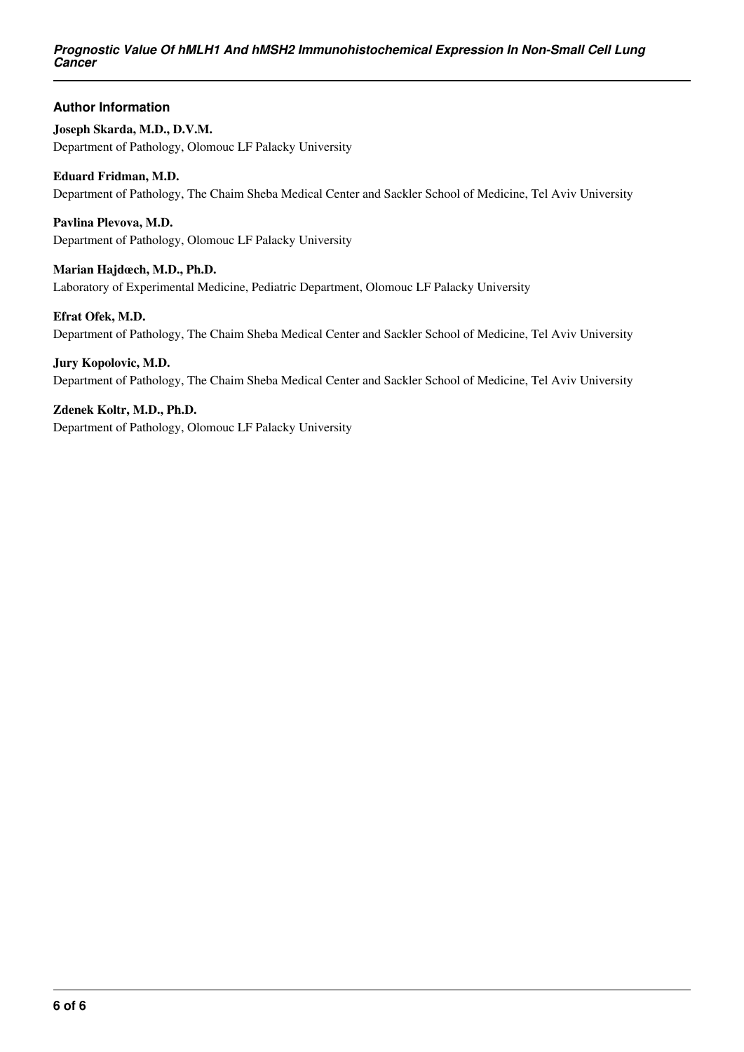## Author Information

**Joseph Skarda, M.D., D.V.M.**
Department of Pathology, Olomouc LF Palacky University

**Eduard Fridman, M.D.**
Department of Pathology, The Chaim Sheba Medical Center and Sackler School of Medicine, Tel Aviv University

**Pavlina Plevova, M.D.**
Department of Pathology, Olomouc LF Palacky University

**Marian Hajdœch, M.D., Ph.D.**
Laboratory of Experimental Medicine, Pediatric Department, Olomouc LF Palacky University

**Efrat Ofek, M.D.**
Department of Pathology, The Chaim Sheba Medical Center and Sackler School of Medicine, Tel Aviv University

**Jury Kopolovic, M.D.**
Department of Pathology, The Chaim Sheba Medical Center and Sackler School of Medicine, Tel Aviv University

**Zdenek Koltr, M.D., Ph.D.**
Department of Pathology, Olomouc LF Palacky University